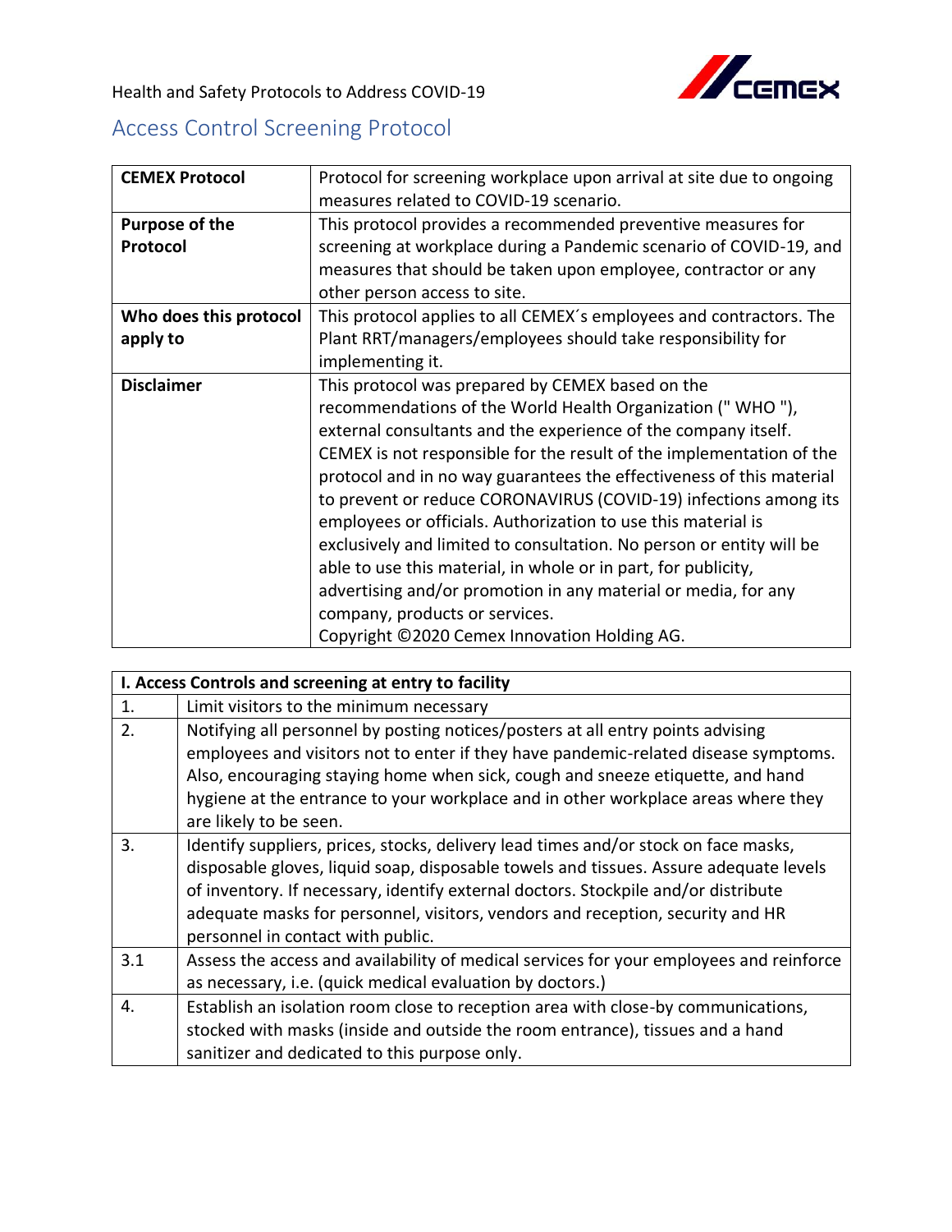Health and Safety Protocols to Address COVID-19

# Access Control Screening Protocol

| **CEMEX Protocol** | Protocol for screening workplace upon arrival at site due to ongoing measures related to COVID-19 scenario. |
|---|---|
| **Purpose of the Protocol** | This protocol provides a recommended preventive measures for screening at workplace during a Pandemic scenario of COVID-19, and measures that should be taken upon employee, contractor or any other person access to site. |
| **Who does this protocol apply to** | This protocol applies to all CEMEX´s employees and contractors. The Plant RRT/managers/employees should take responsibility for implementing it. |
| **Disclaimer** | This protocol was prepared by CEMEX based on the recommendations of the World Health Organization (" WHO "), external consultants and the experience of the company itself. CEMEX is not responsible for the result of the implementation of the protocol and in no way guarantees the effectiveness of this material to prevent or reduce CORONAVIRUS (COVID-19) infections among its employees or officials. Authorization to use this material is exclusively and limited to consultation. No person or entity will be able to use this material, in whole or in part, for publicity, advertising and/or promotion in any material or media, for any company, products or services.<br>Copyright ©2020 Cemex Innovation Holding AG. |

| **I. Access Controls and screening at entry to facility** | |
|---|---|
| 1. | Limit visitors to the minimum necessary |
| 2. | Notifying all personnel by posting notices/posters at all entry points advising employees and visitors not to enter if they have pandemic-related disease symptoms. Also, encouraging staying home when sick, cough and sneeze etiquette, and hand hygiene at the entrance to your workplace and in other workplace areas where they are likely to be seen. |
| 3. | Identify suppliers, prices, stocks, delivery lead times and/or stock on face masks, disposable gloves, liquid soap, disposable towels and tissues. Assure adequate levels of inventory. If necessary, identify external doctors. Stockpile and/or distribute adequate masks for personnel, visitors, vendors and reception, security and HR personnel in contact with public. |
| 3.1 | Assess the access and availability of medical services for your employees and reinforce as necessary, i.e. (quick medical evaluation by doctors.) |
| 4. | Establish an isolation room close to reception area with close-by communications, stocked with masks (inside and outside the room entrance), tissues and a hand sanitizer and dedicated to this purpose only. |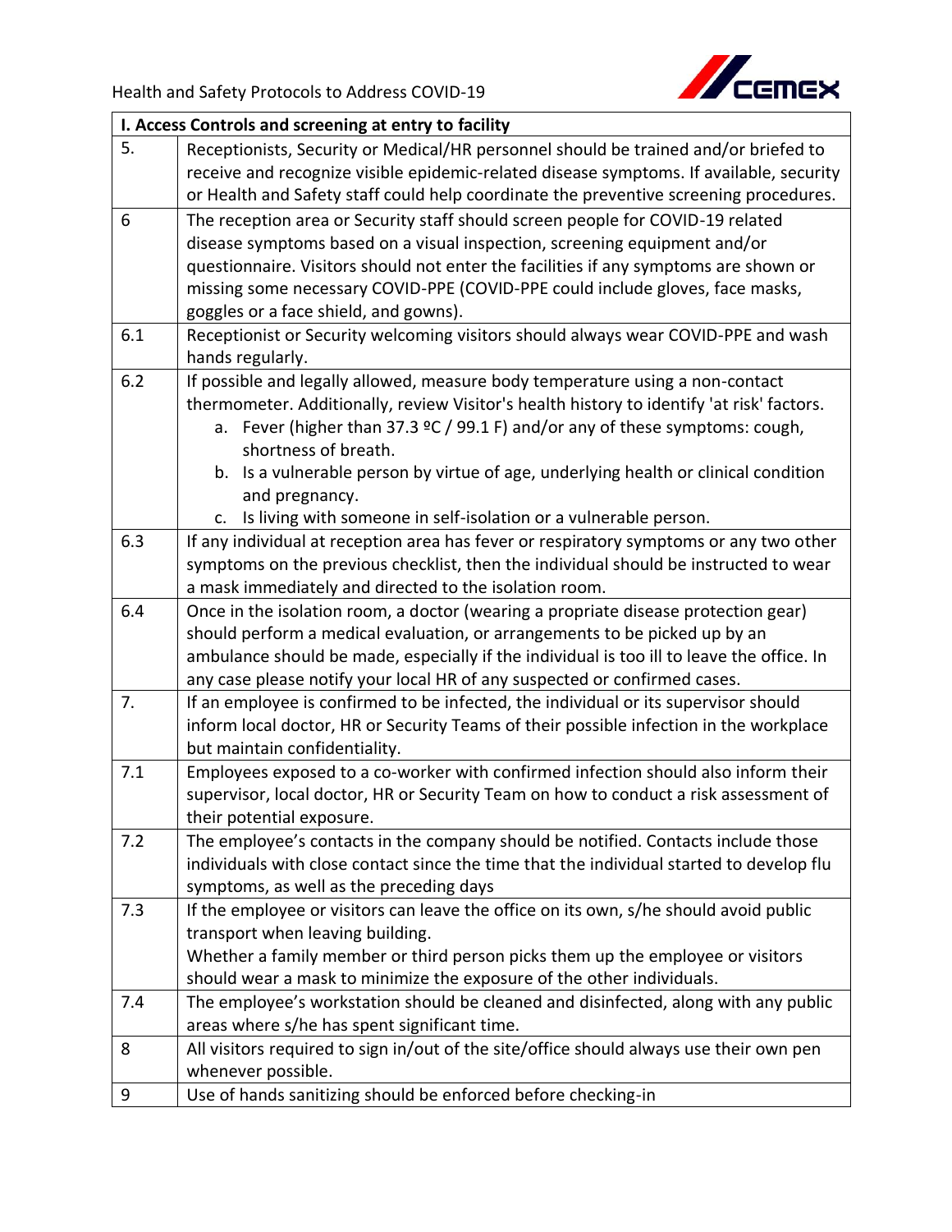| I. Access Controls and screening at entry to facility | |
|---|---|
| 5. | Receptionists, Security or Medical/HR personnel should be trained and/or briefed to receive and recognize visible epidemic-related disease symptoms. If available, security or Health and Safety staff could help coordinate the preventive screening procedures. |
| 6 | The reception area or Security staff should screen people for COVID-19 related disease symptoms based on a visual inspection, screening equipment and/or questionnaire. Visitors should not enter the facilities if any symptoms are shown or missing some necessary COVID-PPE (COVID-PPE could include gloves, face masks, goggles or a face shield, and gowns). |
| 6.1 | Receptionist or Security welcoming visitors should always wear COVID-PPE and wash hands regularly. |
| 6.2 | If possible and legally allowed, measure body temperature using a non-contact thermometer. Additionally, review Visitor's health history to identify 'at risk' factors.<br>a. Fever (higher than 37.3 ºC / 99.1 F) and/or any of these symptoms: cough, shortness of breath.<br>b. Is a vulnerable person by virtue of age, underlying health or clinical condition and pregnancy.<br>c. Is living with someone in self-isolation or a vulnerable person. |
| 6.3 | If any individual at reception area has fever or respiratory symptoms or any two other symptoms on the previous checklist, then the individual should be instructed to wear a mask immediately and directed to the isolation room. |
| 6.4 | Once in the isolation room, a doctor (wearing a propriate disease protection gear) should perform a medical evaluation, or arrangements to be picked up by an ambulance should be made, especially if the individual is too ill to leave the office. In any case please notify your local HR of any suspected or confirmed cases. |
| 7. | If an employee is confirmed to be infected, the individual or its supervisor should inform local doctor, HR or Security Teams of their possible infection in the workplace but maintain confidentiality. |
| 7.1 | Employees exposed to a co-worker with confirmed infection should also inform their supervisor, local doctor, HR or Security Team on how to conduct a risk assessment of their potential exposure. |
| 7.2 | The employee's contacts in the company should be notified. Contacts include those individuals with close contact since the time that the individual started to develop flu symptoms, as well as the preceding days |
| 7.3 | If the employee or visitors can leave the office on its own, s/he should avoid public transport when leaving building.<br>Whether a family member or third person picks them up the employee or visitors should wear a mask to minimize the exposure of the other individuals. |
| 7.4 | The employee's workstation should be cleaned and disinfected, along with any public areas where s/he has spent significant time. |
| 8 | All visitors required to sign in/out of the site/office should always use their own pen whenever possible. |
| 9 | Use of hands sanitizing should be enforced before checking-in |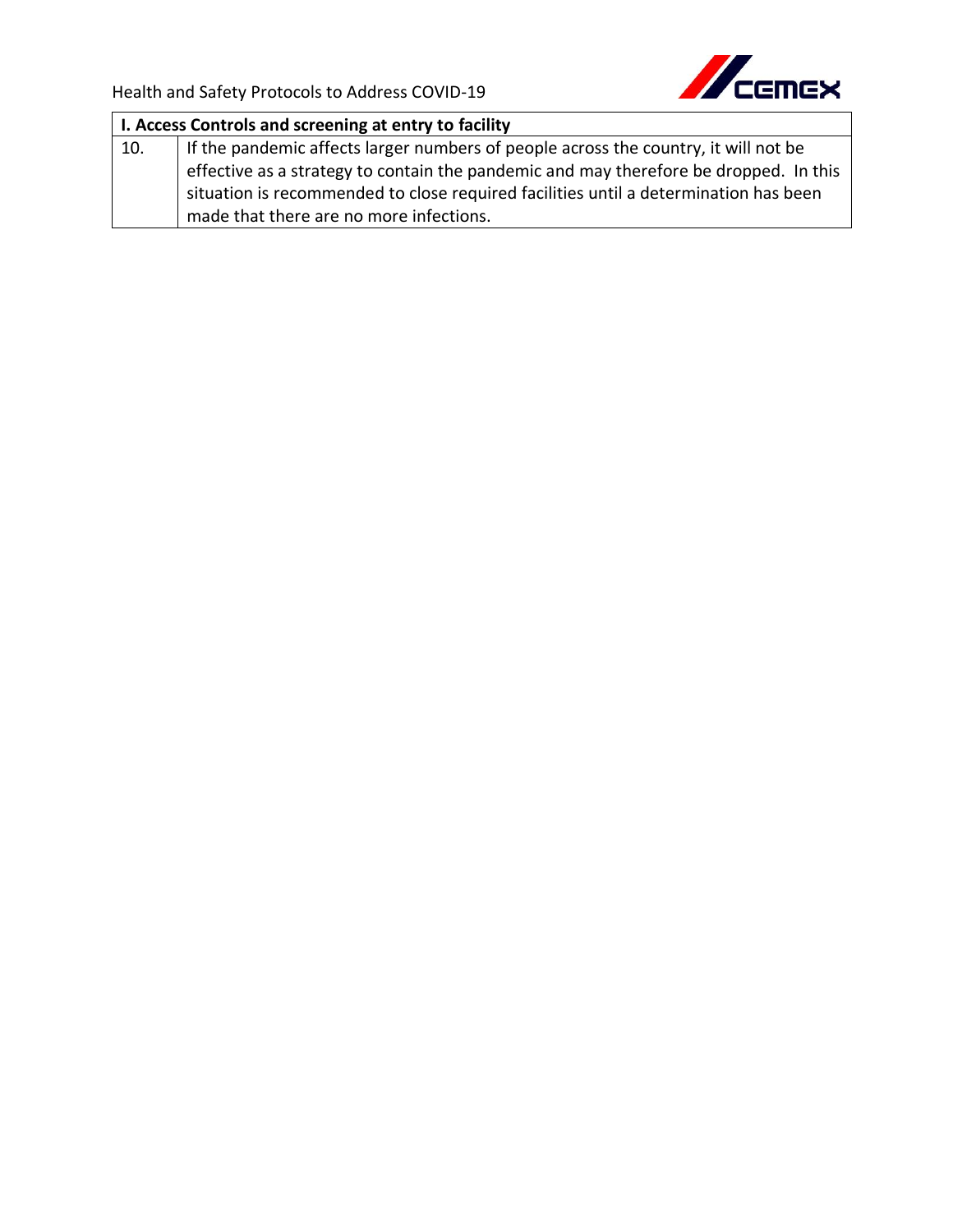| I. Access Controls and screening at entry to facility | |
|---|---|
| 10. | If the pandemic affects larger numbers of people across the country, it will not be effective as a strategy to contain the pandemic and may therefore be dropped. In this situation is recommended to close required facilities until a determination has been made that there are no more infections. |